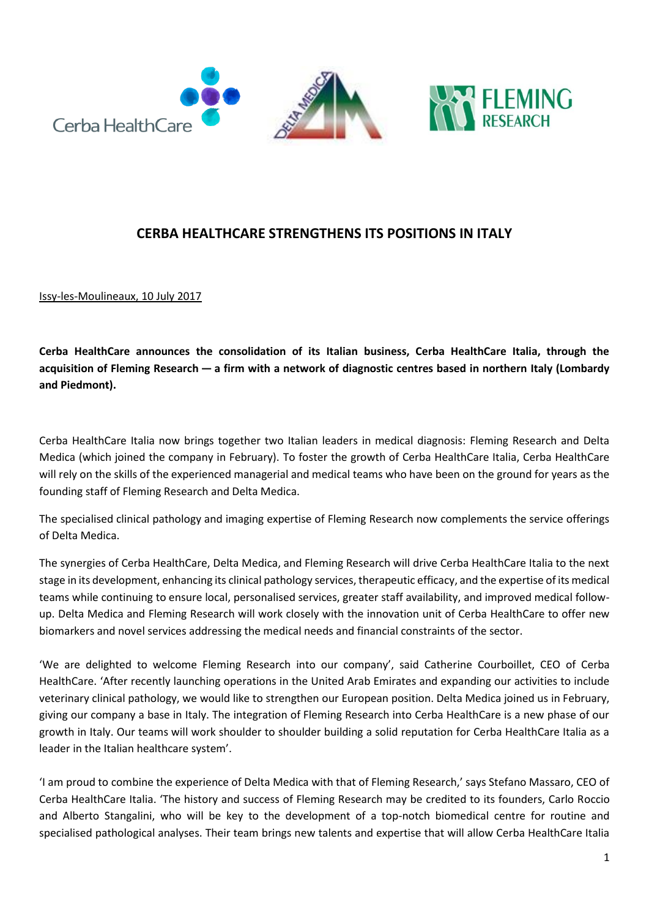# CERBA HEALTHCARE STRENGTHENS ITS POSITIONS IN ITALY

Issy-les-Moulineaux, 10 July 2017

**Cerba HealthCare announces the consolidation of its Italian business, Cerba HealthCare Italia, through the acquisition of Fleming Research — a firm with a network of diagnostic centres based in northern Italy (Lombardy and Piedmont).**

Cerba HealthCare Italia now brings together two Italian leaders in medical diagnosis: Fleming Research and Delta Medica (which joined the company in February). To foster the growth of Cerba HealthCare Italia, Cerba HealthCare will rely on the skills of the experienced managerial and medical teams who have been on the ground for years as the founding staff of Fleming Research and Delta Medica.

The specialised clinical pathology and imaging expertise of Fleming Research now complements the service offerings of Delta Medica.

The synergies of Cerba HealthCare, Delta Medica, and Fleming Research will drive Cerba HealthCare Italia to the next stage in its development, enhancing its clinical pathology services, therapeutic efficacy, and the expertise of its medical teams while continuing to ensure local, personalised services, greater staff availability, and improved medical follow-up. Delta Medica and Fleming Research will work closely with the innovation unit of Cerba HealthCare to offer new biomarkers and novel services addressing the medical needs and financial constraints of the sector.

'We are delighted to welcome Fleming Research into our company', said Catherine Courboillet, CEO of Cerba HealthCare. 'After recently launching operations in the United Arab Emirates and expanding our activities to include veterinary clinical pathology, we would like to strengthen our European position. Delta Medica joined us in February, giving our company a base in Italy. The integration of Fleming Research into Cerba HealthCare is a new phase of our growth in Italy. Our teams will work shoulder to shoulder building a solid reputation for Cerba HealthCare Italia as a leader in the Italian healthcare system'.

'I am proud to combine the experience of Delta Medica with that of Fleming Research,' says Stefano Massaro, CEO of Cerba HealthCare Italia. 'The history and success of Fleming Research may be credited to its founders, Carlo Roccio and Alberto Stangalini, who will be key to the development of a top-notch biomedical centre for routine and specialised pathological analyses. Their team brings new talents and expertise that will allow Cerba HealthCare Italia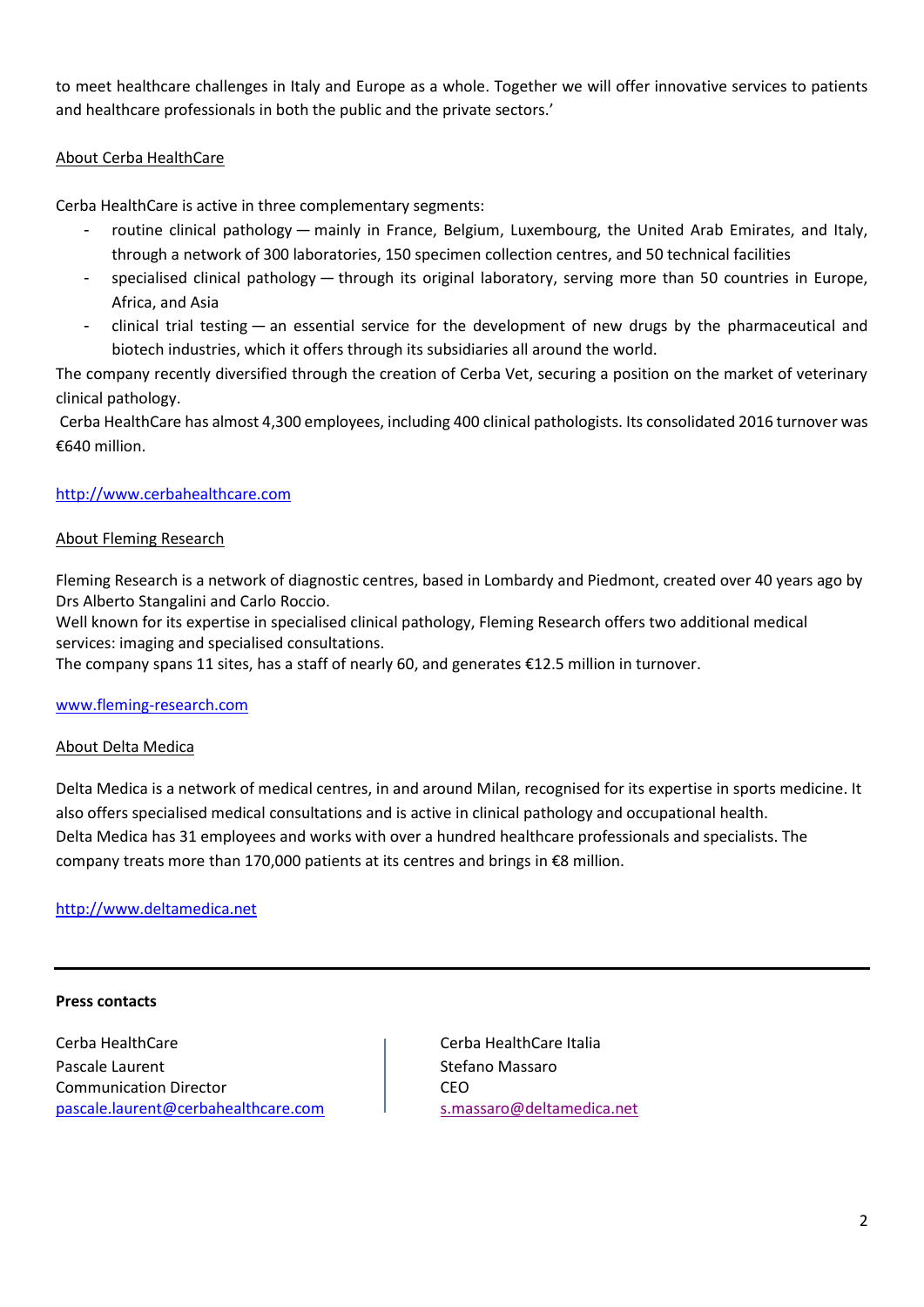to meet healthcare challenges in Italy and Europe as a whole. Together we will offer innovative services to patients and healthcare professionals in both the public and the private sectors.'

About Cerba HealthCare

Cerba HealthCare is active in three complementary segments:

- routine clinical pathology — mainly in France, Belgium, Luxembourg, the United Arab Emirates, and Italy, through a network of 300 laboratories, 150 specimen collection centres, and 50 technical facilities
- specialised clinical pathology — through its original laboratory, serving more than 50 countries in Europe, Africa, and Asia
- clinical trial testing — an essential service for the development of new drugs by the pharmaceutical and biotech industries, which it offers through its subsidiaries all around the world.

The company recently diversified through the creation of Cerba Vet, securing a position on the market of veterinary clinical pathology.

Cerba HealthCare has almost 4,300 employees, including 400 clinical pathologists. Its consolidated 2016 turnover was €640 million.

http://www.cerbahealthcare.com

About Fleming Research

Fleming Research is a network of diagnostic centres, based in Lombardy and Piedmont, created over 40 years ago by Drs Alberto Stangalini and Carlo Roccio.

Well known for its expertise in specialised clinical pathology, Fleming Research offers two additional medical services: imaging and specialised consultations.

The company spans 11 sites, has a staff of nearly 60, and generates €12.5 million in turnover.

www.fleming-research.com

About Delta Medica

Delta Medica is a network of medical centres, in and around Milan, recognised for its expertise in sports medicine. It also offers specialised medical consultations and is active in clinical pathology and occupational health.

Delta Medica has 31 employees and works with over a hundred healthcare professionals and specialists. The company treats more than 170,000 patients at its centres and brings in €8 million.

http://www.deltamedica.net

---

**Press contacts**

Cerba HealthCare
Pascale Laurent
Communication Director
pascale.laurent@cerbahealthcare.com

Cerba HealthCare Italia
Stefano Massaro
CEO
s.massaro@deltamedica.net